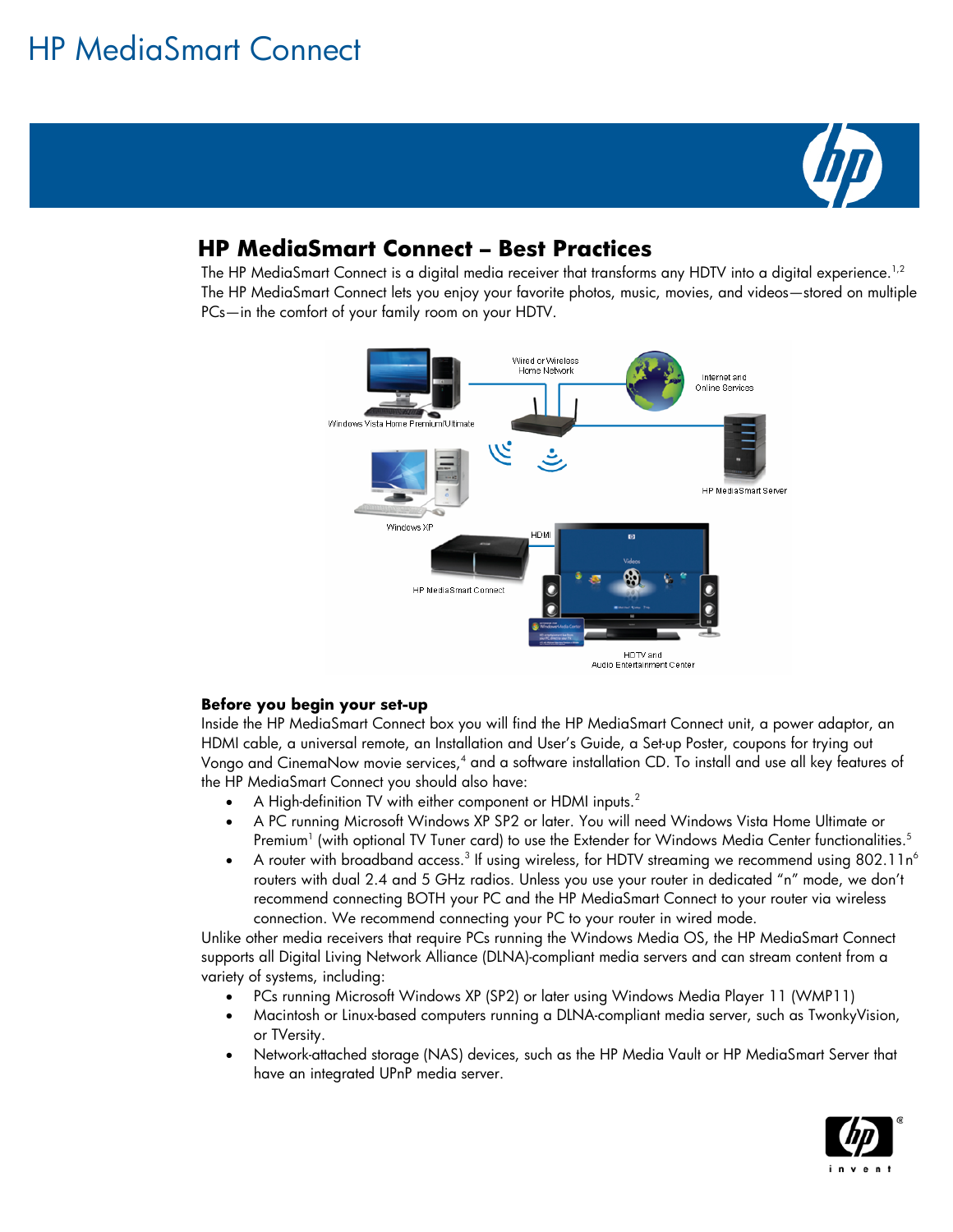# HP MediaSmart Connect

## HP MediaSmart Connect – Best Practices

The HP MediaSmart Connect is a digital media receiver that transforms any HDTV into a digital experience.[1,2] The HP MediaSmart Connect lets you enjoy your favorite photos, music, movies, and videos—stored on multiple PCs—in the comfort of your family room on your HDTV.

### Before you begin your set-up

Inside the HP MediaSmart Connect box you will find the HP MediaSmart Connect unit, a power adaptor, an HDMI cable, a universal remote, an Installation and User's Guide, a Set-up Poster, coupons for trying out Vongo and CinemaNow movie services,[4] and a software installation CD. To install and use all key features of the HP MediaSmart Connect you should also have:

- A High-definition TV with either component or HDMI inputs.[2]
- A PC running Microsoft Windows XP SP2 or later. You will need Windows Vista Home Ultimate or Premium[1] (with optional TV Tuner card) to use the Extender for Windows Media Center functionalities.[5]
- A router with broadband access.[3] If using wireless, for HDTV streaming we recommend using 802.11n[6] routers with dual 2.4 and 5 GHz radios. Unless you use your router in dedicated "n" mode, we don't recommend connecting BOTH your PC and the HP MediaSmart Connect to your router via wireless connection. We recommend connecting your PC to your router in wired mode.

Unlike other media receivers that require PCs running the Windows Media OS, the HP MediaSmart Connect supports all Digital Living Network Alliance (DLNA)-compliant media servers and can stream content from a variety of systems, including:

- PCs running Microsoft Windows XP (SP2) or later using Windows Media Player 11 (WMP11)
- Macintosh or Linux-based computers running a DLNA-compliant media server, such as TwonkyVision, or TVersity.
- Network-attached storage (NAS) devices, such as the HP Media Vault or HP MediaSmart Server that have an integrated UPnP media server.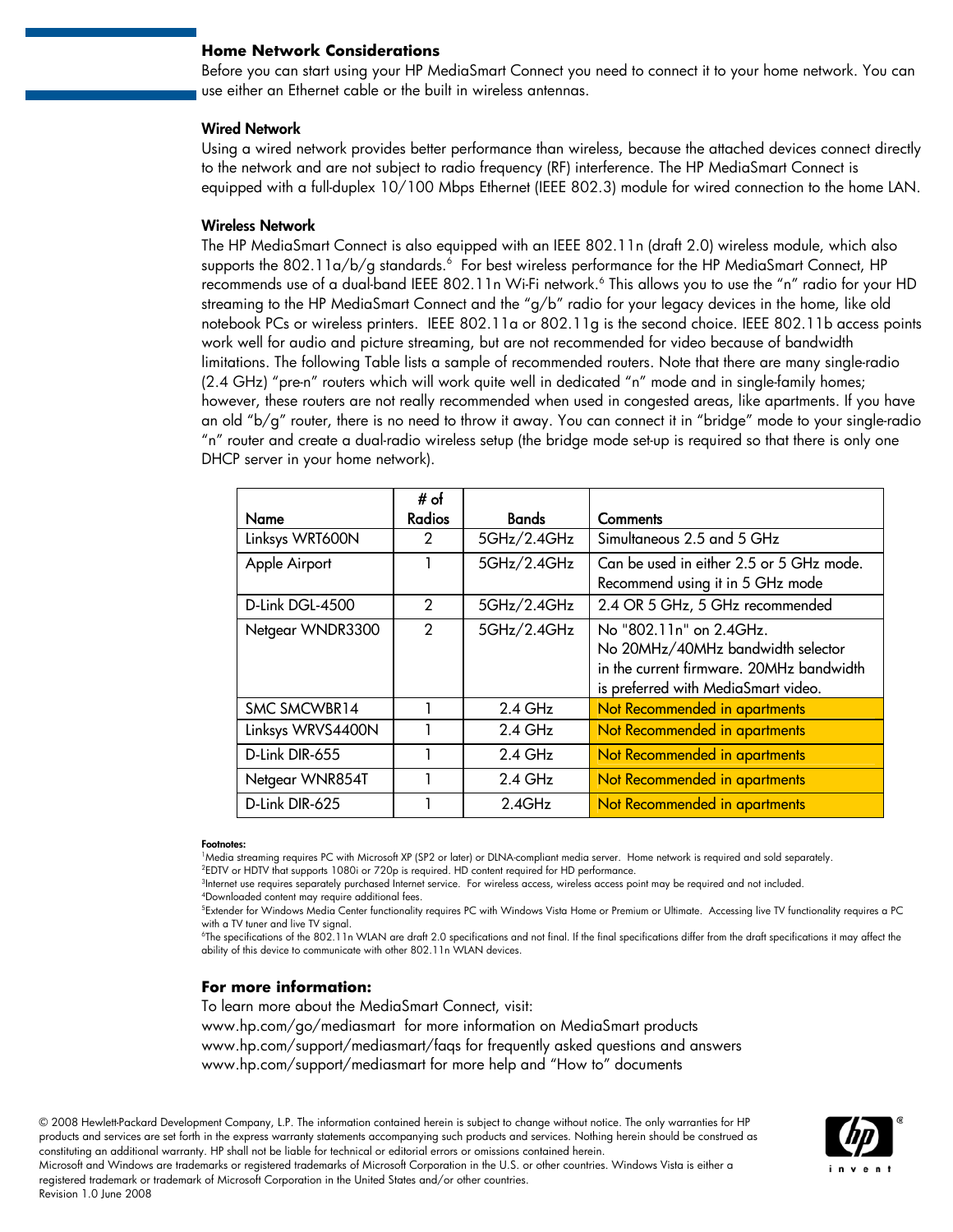### Home Network Considerations

Before you can start using your HP MediaSmart Connect you need to connect it to your home network. You can use either an Ethernet cable or the built in wireless antennas.

**Wired Network**

Using a wired network provides better performance than wireless, because the attached devices connect directly to the network and are not subject to radio frequency (RF) interference. The HP MediaSmart Connect is equipped with a full-duplex 10/100 Mbps Ethernet (IEEE 802.3) module for wired connection to the home LAN.

**Wireless Network**

The HP MediaSmart Connect is also equipped with an IEEE 802.11n (draft 2.0) wireless module, which also supports the 802.11a/b/g standards.[6] For best wireless performance for the HP MediaSmart Connect, HP recommends use of a dual-band IEEE 802.11n Wi-Fi network.[6] This allows you to use the "n" radio for your HD streaming to the HP MediaSmart Connect and the "g/b" radio for your legacy devices in the home, like old notebook PCs or wireless printers. IEEE 802.11a or 802.11g is the second choice. IEEE 802.11b access points work well for audio and picture streaming, but are not recommended for video because of bandwidth limitations. The following Table lists a sample of recommended routers. Note that there are many single-radio (2.4 GHz) "pre-n" routers which will work quite well in dedicated "n" mode and in single-family homes; however, these routers are not really recommended when used in congested areas, like apartments. If you have an old "b/g" router, there is no need to throw it away. You can connect it in "bridge" mode to your single-radio "n" router and create a dual-radio wireless setup (the bridge mode set-up is required so that there is only one DHCP server in your home network).

| Name | # of Radios | Bands | Comments |
|---|---|---|---|
| Linksys WRT600N | 2 | 5GHz/2.4GHz | Simultaneous 2.5 and 5 GHz |
| Apple Airport | 1 | 5GHz/2.4GHz | Can be used in either 2.5 or 5 GHz mode. Recommend using it in 5 GHz mode |
| D-Link DGL-4500 | 2 | 5GHz/2.4GHz | 2.4 OR 5 GHz, 5 GHz recommended |
| Netgear WNDR3300 | 2 | 5GHz/2.4GHz | No "802.11n" on 2.4GHz. No 20MHz/40MHz bandwidth selector in the current firmware. 20MHz bandwidth is preferred with MediaSmart video. |
| SMC SMCWBR14 | 1 | 2.4 GHz | Not Recommended in apartments |
| Linksys WRVS4400N | 1 | 2.4 GHz | Not Recommended in apartments |
| D-Link DIR-655 | 1 | 2.4 GHz | Not Recommended in apartments |
| Netgear WNR854T | 1 | 2.4 GHz | Not Recommended in apartments |
| D-Link DIR-625 | 1 | 2.4GHz | Not Recommended in apartments |

**Footnotes:**

[1]Media streaming requires PC with Microsoft XP (SP2 or later) or DLNA-compliant media server. Home network is required and sold separately.
[2]EDTV or HDTV that supports 1080i or 720p is required. HD content required for HD performance.
[3]Internet use requires separately purchased Internet service. For wireless access, wireless access point may be required and not included.
[4]Downloaded content may require additional fees.
[5]Extender for Windows Media Center functionality requires PC with Windows Vista Home or Premium or Ultimate. Accessing live TV functionality requires a PC with a TV tuner and live TV signal.
[6]The specifications of the 802.11n WLAN are draft 2.0 specifications and not final. If the final specifications differ from the draft specifications it may affect the ability of this device to communicate with other 802.11n WLAN devices.

### For more information:

To learn more about the MediaSmart Connect, visit:
www.hp.com/go/mediasmart for more information on MediaSmart products
www.hp.com/support/mediasmart/faqs for frequently asked questions and answers
www.hp.com/support/mediasmart for more help and "How to" documents

© 2008 Hewlett-Packard Development Company, L.P. The information contained herein is subject to change without notice. The only warranties for HP products and services are set forth in the express warranty statements accompanying such products and services. Nothing herein should be construed as constituting an additional warranty. HP shall not be liable for technical or editorial errors or omissions contained herein.
Microsoft and Windows are trademarks or registered trademarks of Microsoft Corporation in the U.S. or other countries. Windows Vista is either a registered trademark or trademark of Microsoft Corporation in the United States and/or other countries.
Revision 1.0 June 2008